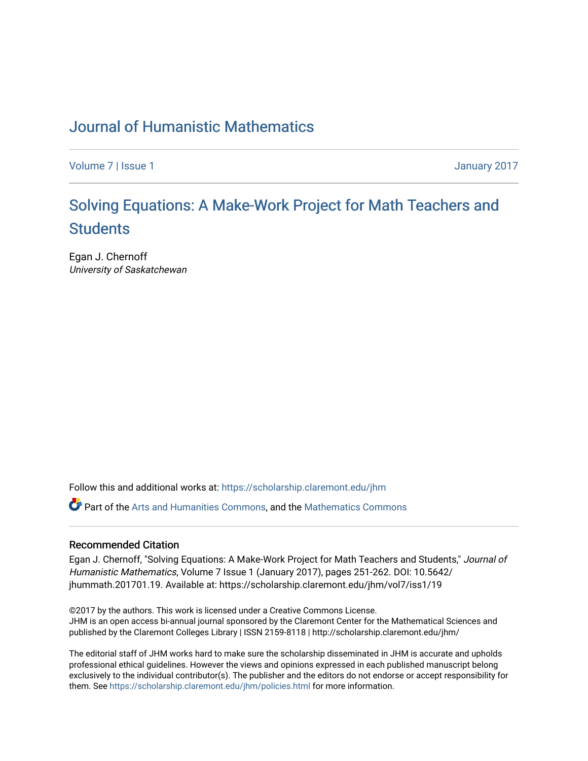# Journal of Humanistic Mathematics

Volume 7 | Issue 1 January 2017

## Solving Equations: A Make-Work Project for Math Teachers and Students

Egan J. Chernoff
*University of Saskatchewan*

Follow this and additional works at: https://scholarship.claremont.edu/jhm

Part of the Arts and Humanities Commons, and the Mathematics Commons

### Recommended Citation

Egan J. Chernoff, "Solving Equations: A Make-Work Project for Math Teachers and Students," *Journal of Humanistic Mathematics*, Volume 7 Issue 1 (January 2017), pages 251-262. DOI: 10.5642/jhummath.201701.19. Available at: https://scholarship.claremont.edu/jhm/vol7/iss1/19

©2017 by the authors. This work is licensed under a Creative Commons License.
JHM is an open access bi-annual journal sponsored by the Claremont Center for the Mathematical Sciences and published by the Claremont Colleges Library | ISSN 2159-8118 | http://scholarship.claremont.edu/jhm/

The editorial staff of JHM works hard to make sure the scholarship disseminated in JHM is accurate and upholds professional ethical guidelines. However the views and opinions expressed in each published manuscript belong exclusively to the individual contributor(s). The publisher and the editors do not endorse or accept responsibility for them. See https://scholarship.claremont.edu/jhm/policies.html for more information.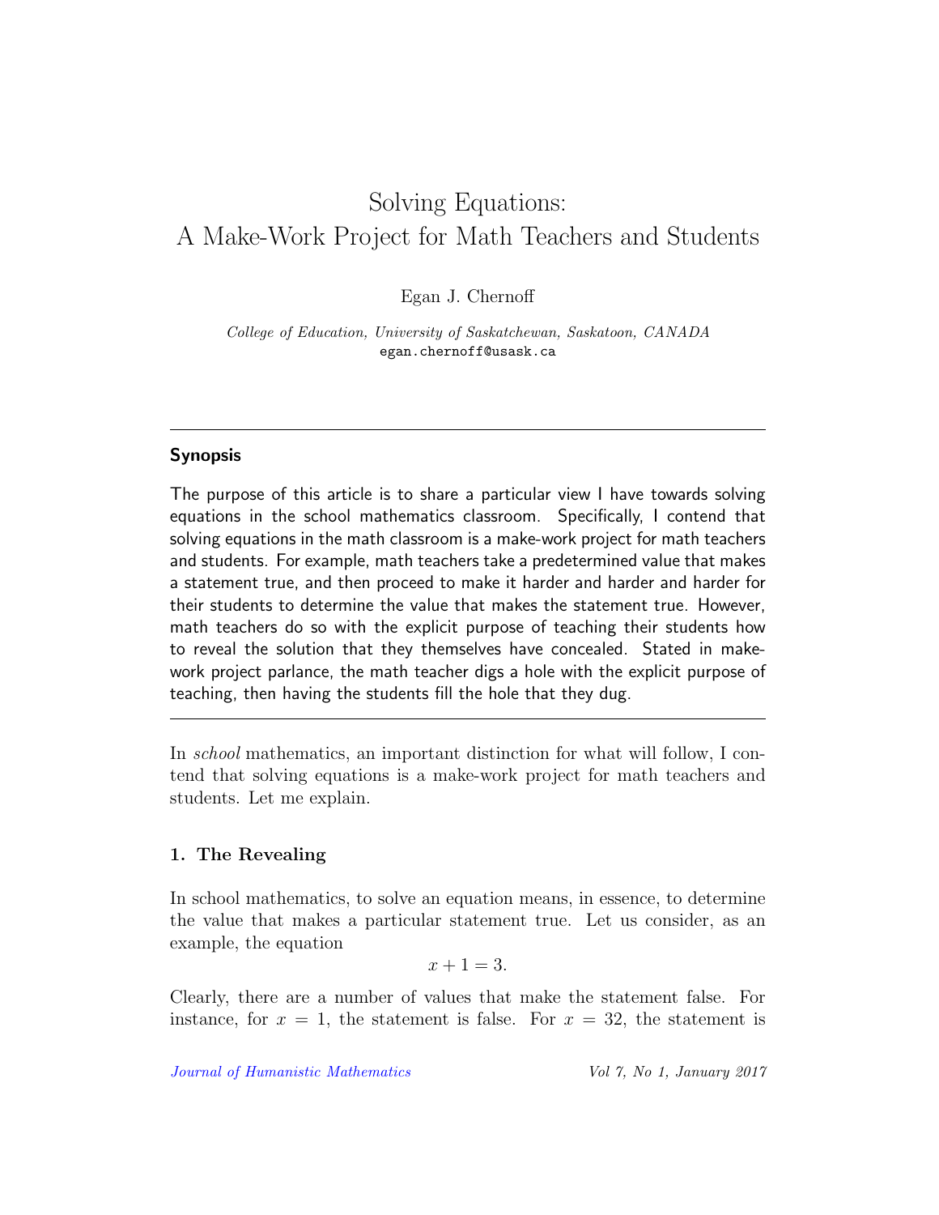# Solving Equations: A Make-Work Project for Math Teachers and Students

Egan J. Chernoff

*College of Education, University of Saskatchewan, Saskatoon, CANADA*
egan.chernoff@usask.ca

---

## Synopsis

The purpose of this article is to share a particular view I have towards solving equations in the school mathematics classroom. Specifically, I contend that solving equations in the math classroom is a make-work project for math teachers and students. For example, math teachers take a predetermined value that makes a statement true, and then proceed to make it harder and harder and harder for their students to determine the value that makes the statement true. However, math teachers do so with the explicit purpose of teaching their students how to reveal the solution that they themselves have concealed. Stated in make-work project parlance, the math teacher digs a hole with the explicit purpose of teaching, then having the students fill the hole that they dug.

---

In *school* mathematics, an important distinction for what will follow, I contend that solving equations is a make-work project for math teachers and students. Let me explain.

### 1. The Revealing

In school mathematics, to solve an equation means, in essence, to determine the value that makes a particular statement true. Let us consider, as an example, the equation

$$x + 1 = 3.$$

Clearly, there are a number of values that make the statement false. For instance, for $x = 1$, the statement is false. For $x = 32$, the statement is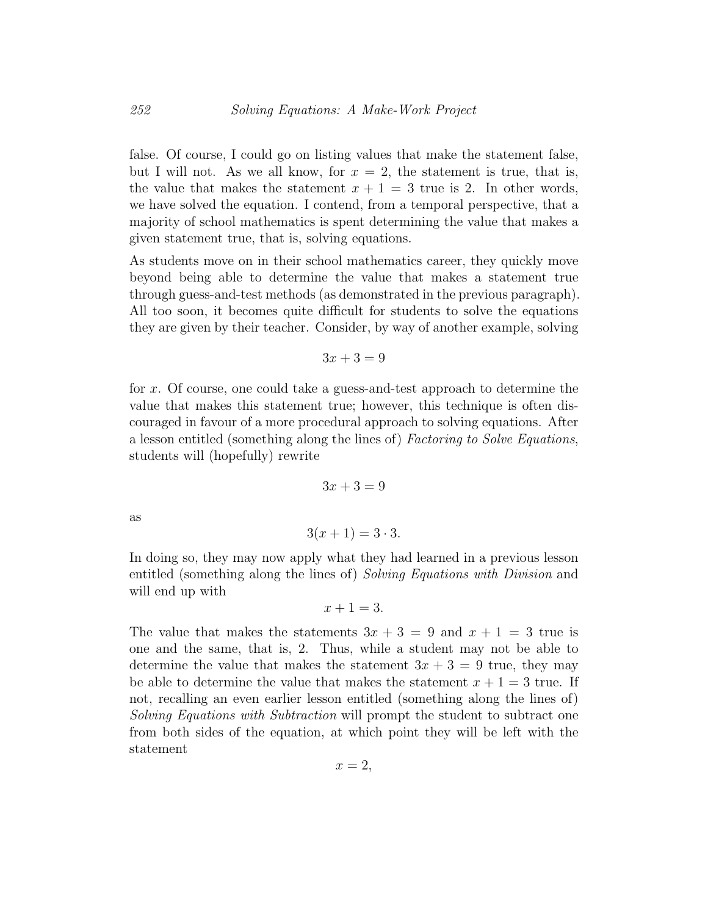false. Of course, I could go on listing values that make the statement false, but I will not. As we all know, for $x = 2$, the statement is true, that is, the value that makes the statement $x + 1 = 3$ true is 2. In other words, we have solved the equation. I contend, from a temporal perspective, that a majority of school mathematics is spent determining the value that makes a given statement true, that is, solving equations.

As students move on in their school mathematics career, they quickly move beyond being able to determine the value that makes a statement true through guess-and-test methods (as demonstrated in the previous paragraph). All too soon, it becomes quite difficult for students to solve the equations they are given by their teacher. Consider, by way of another example, solving

$$3x + 3 = 9$$

for $x$. Of course, one could take a guess-and-test approach to determine the value that makes this statement true; however, this technique is often discouraged in favour of a more procedural approach to solving equations. After a lesson entitled (something along the lines of) *Factoring to Solve Equations*, students will (hopefully) rewrite

$$3x + 3 = 9$$

as

$$3(x + 1) = 3 \cdot 3.$$

In doing so, they may now apply what they had learned in a previous lesson entitled (something along the lines of) *Solving Equations with Division* and will end up with

$$x + 1 = 3.$$

The value that makes the statements $3x + 3 = 9$ and $x + 1 = 3$ true is one and the same, that is, 2. Thus, while a student may not be able to determine the value that makes the statement $3x + 3 = 9$ true, they may be able to determine the value that makes the statement $x + 1 = 3$ true. If not, recalling an even earlier lesson entitled (something along the lines of) *Solving Equations with Subtraction* will prompt the student to subtract one from both sides of the equation, at which point they will be left with the statement

$$x = 2,$$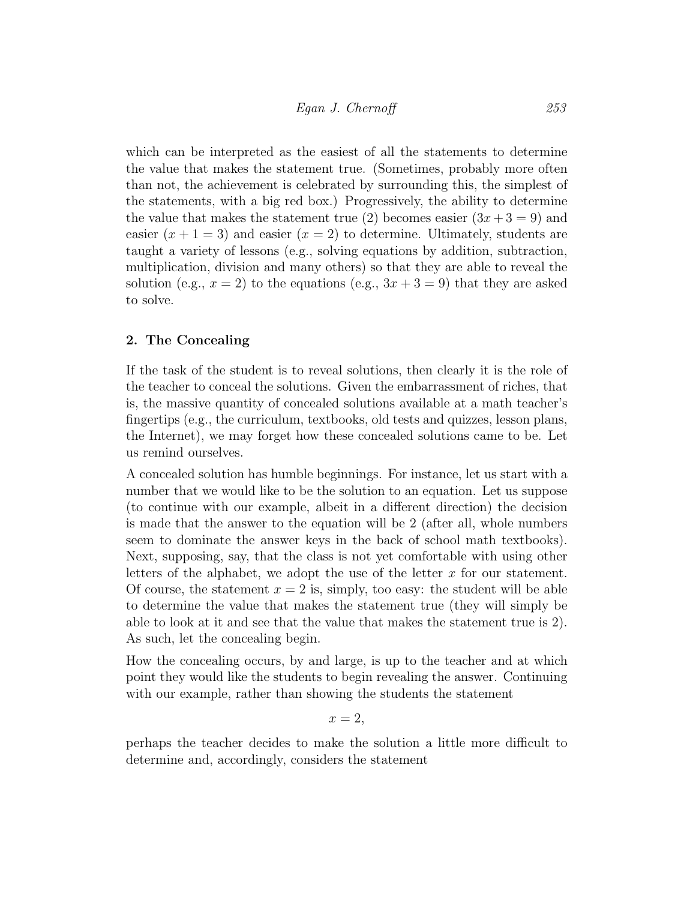which can be interpreted as the easiest of all the statements to determine the value that makes the statement true. (Sometimes, probably more often than not, the achievement is celebrated by surrounding this, the simplest of the statements, with a big red box.) Progressively, the ability to determine the value that makes the statement true (2) becomes easier ($3x + 3 = 9$) and easier ($x + 1 = 3$) and easier ($x = 2$) to determine. Ultimately, students are taught a variety of lessons (e.g., solving equations by addition, subtraction, multiplication, division and many others) so that they are able to reveal the solution (e.g., $x = 2$) to the equations (e.g., $3x + 3 = 9$) that they are asked to solve.

## 2. The Concealing

If the task of the student is to reveal solutions, then clearly it is the role of the teacher to conceal the solutions. Given the embarrassment of riches, that is, the massive quantity of concealed solutions available at a math teacher's fingertips (e.g., the curriculum, textbooks, old tests and quizzes, lesson plans, the Internet), we may forget how these concealed solutions came to be. Let us remind ourselves.

A concealed solution has humble beginnings. For instance, let us start with a number that we would like to be the solution to an equation. Let us suppose (to continue with our example, albeit in a different direction) the decision is made that the answer to the equation will be 2 (after all, whole numbers seem to dominate the answer keys in the back of school math textbooks). Next, supposing, say, that the class is not yet comfortable with using other letters of the alphabet, we adopt the use of the letter $x$ for our statement. Of course, the statement $x = 2$ is, simply, too easy: the student will be able to determine the value that makes the statement true (they will simply be able to look at it and see that the value that makes the statement true is 2). As such, let the concealing begin.

How the concealing occurs, by and large, is up to the teacher and at which point they would like the students to begin revealing the answer. Continuing with our example, rather than showing the students the statement

$$x = 2,$$

perhaps the teacher decides to make the solution a little more difficult to determine and, accordingly, considers the statement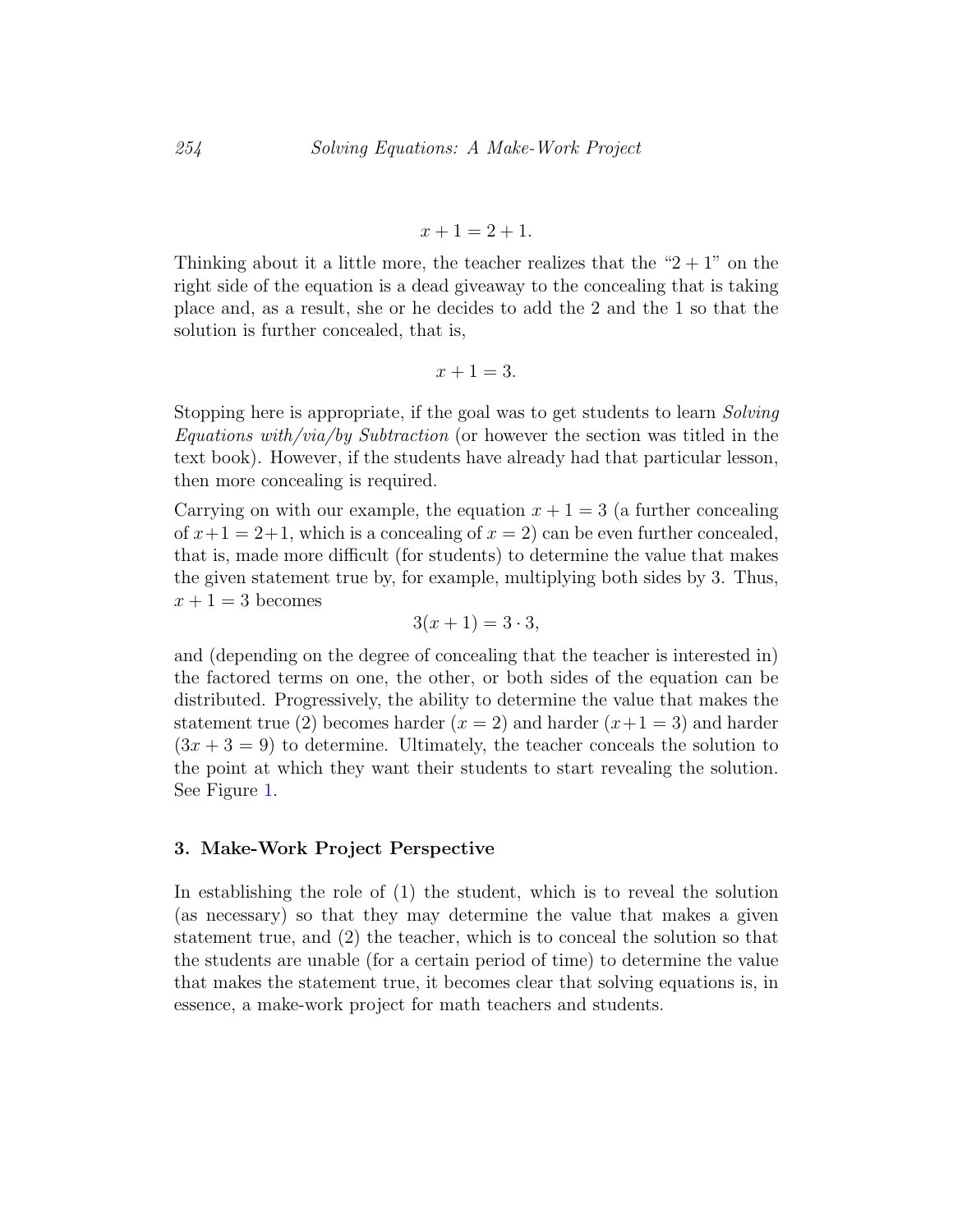$$x + 1 = 2 + 1.$$

Thinking about it a little more, the teacher realizes that the "$2 + 1$" on the right side of the equation is a dead giveaway to the concealing that is taking place and, as a result, she or he decides to add the 2 and the 1 so that the solution is further concealed, that is,

$$x + 1 = 3.$$

Stopping here is appropriate, if the goal was to get students to learn *Solving Equations with/via/by Subtraction* (or however the section was titled in the text book). However, if the students have already had that particular lesson, then more concealing is required.

Carrying on with our example, the equation $x + 1 = 3$ (a further concealing of $x+1 = 2+1$, which is a concealing of $x = 2$) can be even further concealed, that is, made more difficult (for students) to determine the value that makes the given statement true by, for example, multiplying both sides by 3. Thus, $x + 1 = 3$ becomes

$$3(x + 1) = 3 \cdot 3,$$

and (depending on the degree of concealing that the teacher is interested in) the factored terms on one, the other, or both sides of the equation can be distributed. Progressively, the ability to determine the value that makes the statement true (2) becomes harder ($x = 2$) and harder ($x+1 = 3$) and harder ($3x + 3 = 9$) to determine. Ultimately, the teacher conceals the solution to the point at which they want their students to start revealing the solution. See Figure 1.

## 3. Make-Work Project Perspective

In establishing the role of (1) the student, which is to reveal the solution (as necessary) so that they may determine the value that makes a given statement true, and (2) the teacher, which is to conceal the solution so that the students are unable (for a certain period of time) to determine the value that makes the statement true, it becomes clear that solving equations is, in essence, a make-work project for math teachers and students.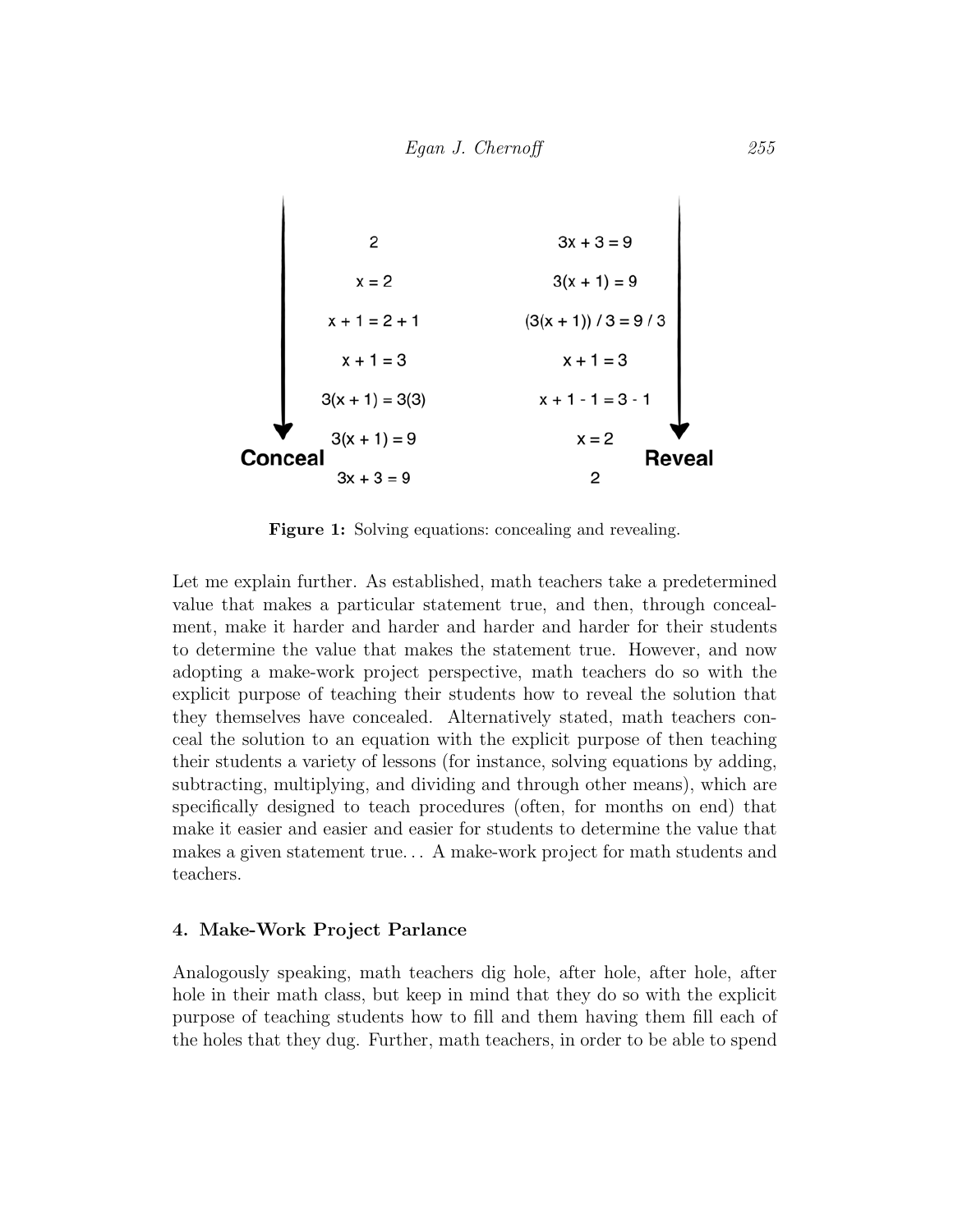| Conceal ↓ | Reveal ↓ |
|---|---|
| $2$ | $3x + 3 = 9$ |
| $x = 2$ | $3(x + 1) = 9$ |
| $x + 1 = 2 + 1$ | $(3(x + 1)) / 3 = 9 / 3$ |
| $x + 1 = 3$ | $x + 1 = 3$ |
| $3(x + 1) = 3(3)$ | $x + 1 - 1 = 3 - 1$ |
| $3(x + 1) = 9$ | $x = 2$ |
| $3x + 3 = 9$ | $2$ |

**Figure 1:** Solving equations: concealing and revealing.

Let me explain further. As established, math teachers take a predetermined value that makes a particular statement true, and then, through concealment, make it harder and harder and harder and harder for their students to determine the value that makes the statement true. However, and now adopting a make-work project perspective, math teachers do so with the explicit purpose of teaching their students how to reveal the solution that they themselves have concealed. Alternatively stated, math teachers conceal the solution to an equation with the explicit purpose of then teaching their students a variety of lessons (for instance, solving equations by adding, subtracting, multiplying, and dividing and through other means), which are specifically designed to teach procedures (often, for months on end) that make it easier and easier and easier for students to determine the value that makes a given statement true... A make-work project for math students and teachers.

## 4. Make-Work Project Parlance

Analogously speaking, math teachers dig hole, after hole, after hole, after hole in their math class, but keep in mind that they do so with the explicit purpose of teaching students how to fill and them having them fill each of the holes that they dug. Further, math teachers, in order to be able to spend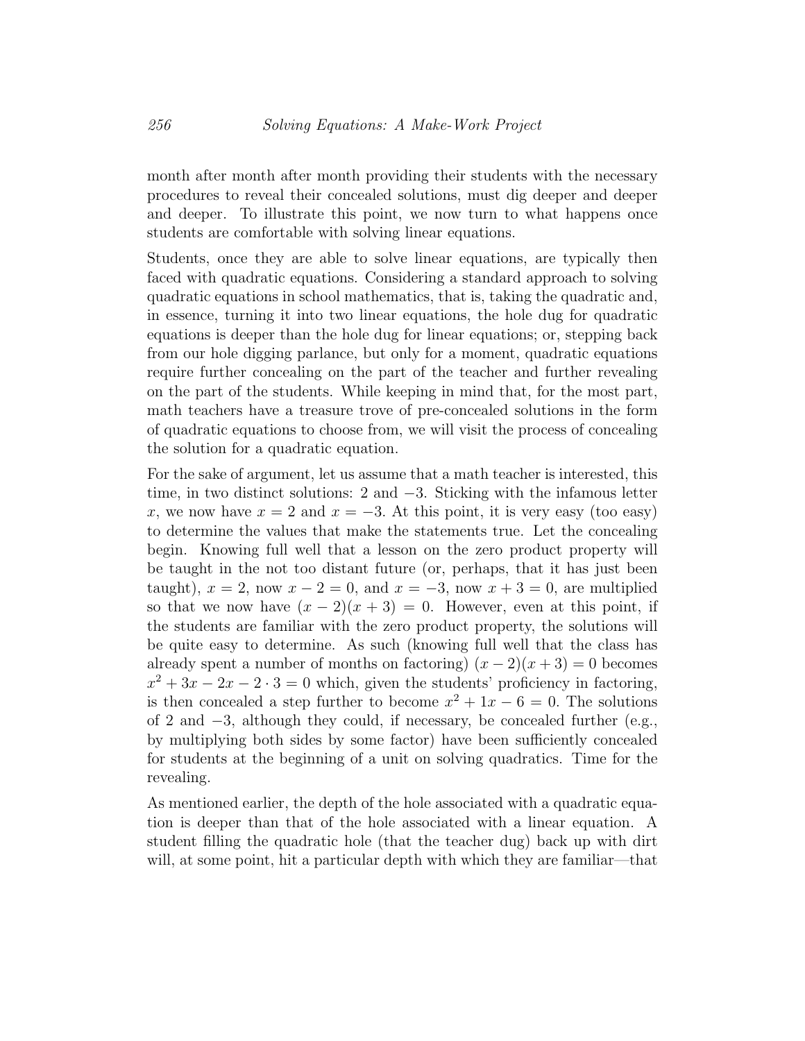month after month after month providing their students with the necessary procedures to reveal their concealed solutions, must dig deeper and deeper and deeper. To illustrate this point, we now turn to what happens once students are comfortable with solving linear equations.

Students, once they are able to solve linear equations, are typically then faced with quadratic equations. Considering a standard approach to solving quadratic equations in school mathematics, that is, taking the quadratic and, in essence, turning it into two linear equations, the hole dug for quadratic equations is deeper than the hole dug for linear equations; or, stepping back from our hole digging parlance, but only for a moment, quadratic equations require further concealing on the part of the teacher and further revealing on the part of the students. While keeping in mind that, for the most part, math teachers have a treasure trove of pre-concealed solutions in the form of quadratic equations to choose from, we will visit the process of concealing the solution for a quadratic equation.

For the sake of argument, let us assume that a math teacher is interested, this time, in two distinct solutions: 2 and $-3$. Sticking with the infamous letter $x$, we now have $x = 2$ and $x = -3$. At this point, it is very easy (too easy) to determine the values that make the statements true. Let the concealing begin. Knowing full well that a lesson on the zero product property will be taught in the not too distant future (or, perhaps, that it has just been taught), $x = 2$, now $x - 2 = 0$, and $x = -3$, now $x + 3 = 0$, are multiplied so that we now have $(x - 2)(x + 3) = 0$. However, even at this point, if the students are familiar with the zero product property, the solutions will be quite easy to determine. As such (knowing full well that the class has already spent a number of months on factoring) $(x - 2)(x + 3) = 0$ becomes $x^2 + 3x - 2x - 2 \cdot 3 = 0$ which, given the students' proficiency in factoring, is then concealed a step further to become $x^2 + 1x - 6 = 0$. The solutions of 2 and $-3$, although they could, if necessary, be concealed further (e.g., by multiplying both sides by some factor) have been sufficiently concealed for students at the beginning of a unit on solving quadratics. Time for the revealing.

As mentioned earlier, the depth of the hole associated with a quadratic equation is deeper than that of the hole associated with a linear equation. A student filling the quadratic hole (that the teacher dug) back up with dirt will, at some point, hit a particular depth with which they are familiar—that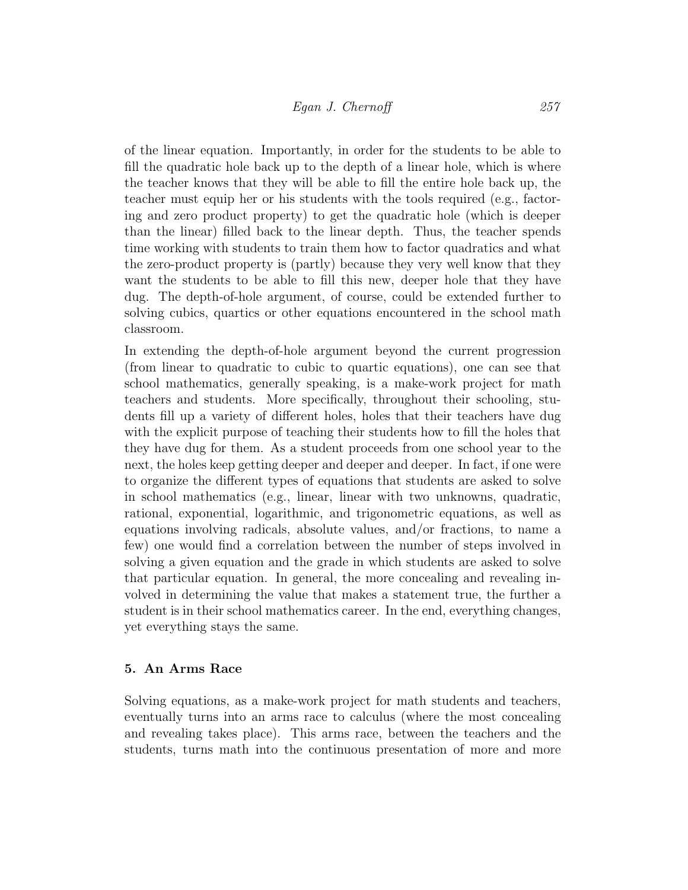of the linear equation. Importantly, in order for the students to be able to fill the quadratic hole back up to the depth of a linear hole, which is where the teacher knows that they will be able to fill the entire hole back up, the teacher must equip her or his students with the tools required (e.g., factoring and zero product property) to get the quadratic hole (which is deeper than the linear) filled back to the linear depth. Thus, the teacher spends time working with students to train them how to factor quadratics and what the zero-product property is (partly) because they very well know that they want the students to be able to fill this new, deeper hole that they have dug. The depth-of-hole argument, of course, could be extended further to solving cubics, quartics or other equations encountered in the school math classroom.

In extending the depth-of-hole argument beyond the current progression (from linear to quadratic to cubic to quartic equations), one can see that school mathematics, generally speaking, is a make-work project for math teachers and students. More specifically, throughout their schooling, students fill up a variety of different holes, holes that their teachers have dug with the explicit purpose of teaching their students how to fill the holes that they have dug for them. As a student proceeds from one school year to the next, the holes keep getting deeper and deeper and deeper. In fact, if one were to organize the different types of equations that students are asked to solve in school mathematics (e.g., linear, linear with two unknowns, quadratic, rational, exponential, logarithmic, and trigonometric equations, as well as equations involving radicals, absolute values, and/or fractions, to name a few) one would find a correlation between the number of steps involved in solving a given equation and the grade in which students are asked to solve that particular equation. In general, the more concealing and revealing involved in determining the value that makes a statement true, the further a student is in their school mathematics career. In the end, everything changes, yet everything stays the same.

## 5. An Arms Race

Solving equations, as a make-work project for math students and teachers, eventually turns into an arms race to calculus (where the most concealing and revealing takes place). This arms race, between the teachers and the students, turns math into the continuous presentation of more and more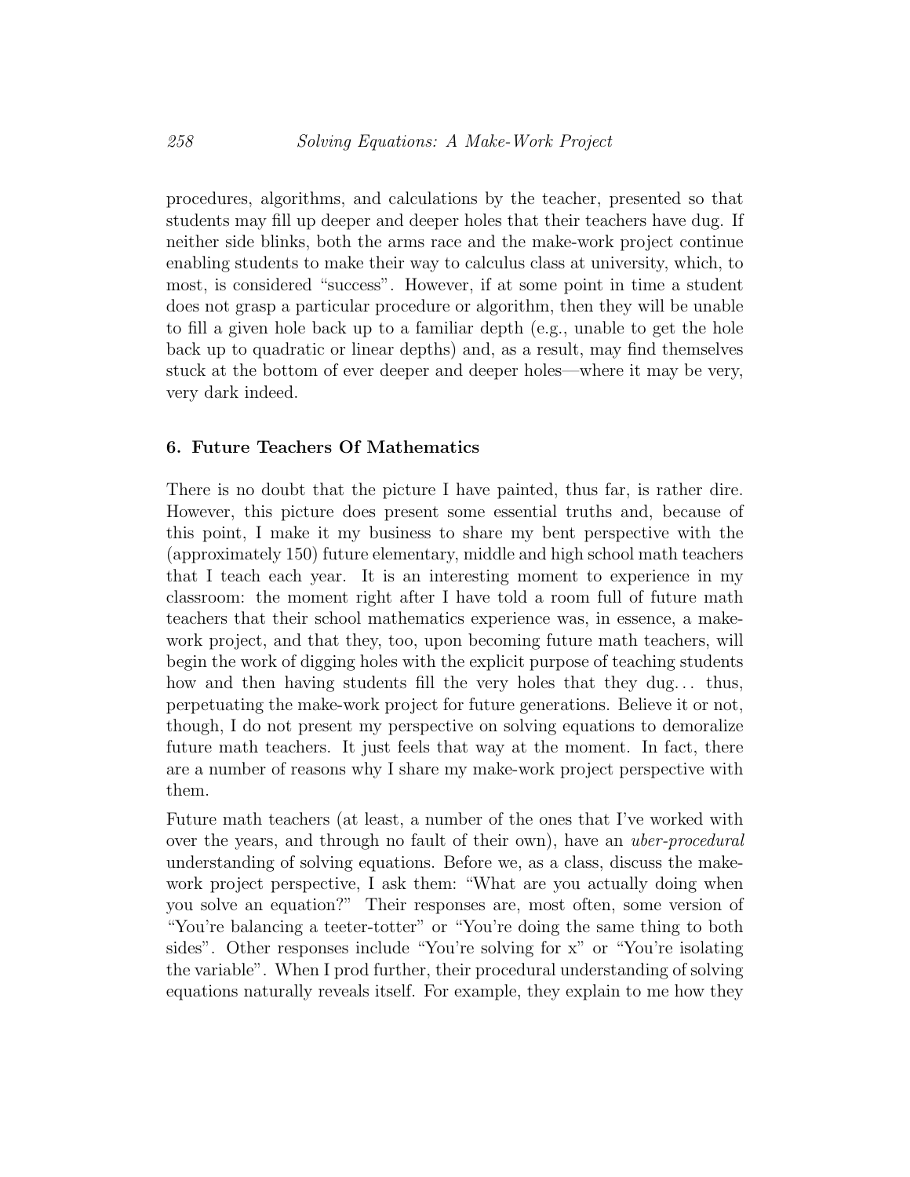procedures, algorithms, and calculations by the teacher, presented so that students may fill up deeper and deeper holes that their teachers have dug. If neither side blinks, both the arms race and the make-work project continue enabling students to make their way to calculus class at university, which, to most, is considered "success". However, if at some point in time a student does not grasp a particular procedure or algorithm, then they will be unable to fill a given hole back up to a familiar depth (e.g., unable to get the hole back up to quadratic or linear depths) and, as a result, may find themselves stuck at the bottom of ever deeper and deeper holes—where it may be very, very dark indeed.

## 6. Future Teachers Of Mathematics

There is no doubt that the picture I have painted, thus far, is rather dire. However, this picture does present some essential truths and, because of this point, I make it my business to share my bent perspective with the (approximately 150) future elementary, middle and high school math teachers that I teach each year. It is an interesting moment to experience in my classroom: the moment right after I have told a room full of future math teachers that their school mathematics experience was, in essence, a make-work project, and that they, too, upon becoming future math teachers, will begin the work of digging holes with the explicit purpose of teaching students how and then having students fill the very holes that they dug... thus, perpetuating the make-work project for future generations. Believe it or not, though, I do not present my perspective on solving equations to demoralize future math teachers. It just feels that way at the moment. In fact, there are a number of reasons why I share my make-work project perspective with them.

Future math teachers (at least, a number of the ones that I've worked with over the years, and through no fault of their own), have an *uber-procedural* understanding of solving equations. Before we, as a class, discuss the make-work project perspective, I ask them: "What are you actually doing when you solve an equation?" Their responses are, most often, some version of "You're balancing a teeter-totter" or "You're doing the same thing to both sides". Other responses include "You're solving for x" or "You're isolating the variable". When I prod further, their procedural understanding of solving equations naturally reveals itself. For example, they explain to me how they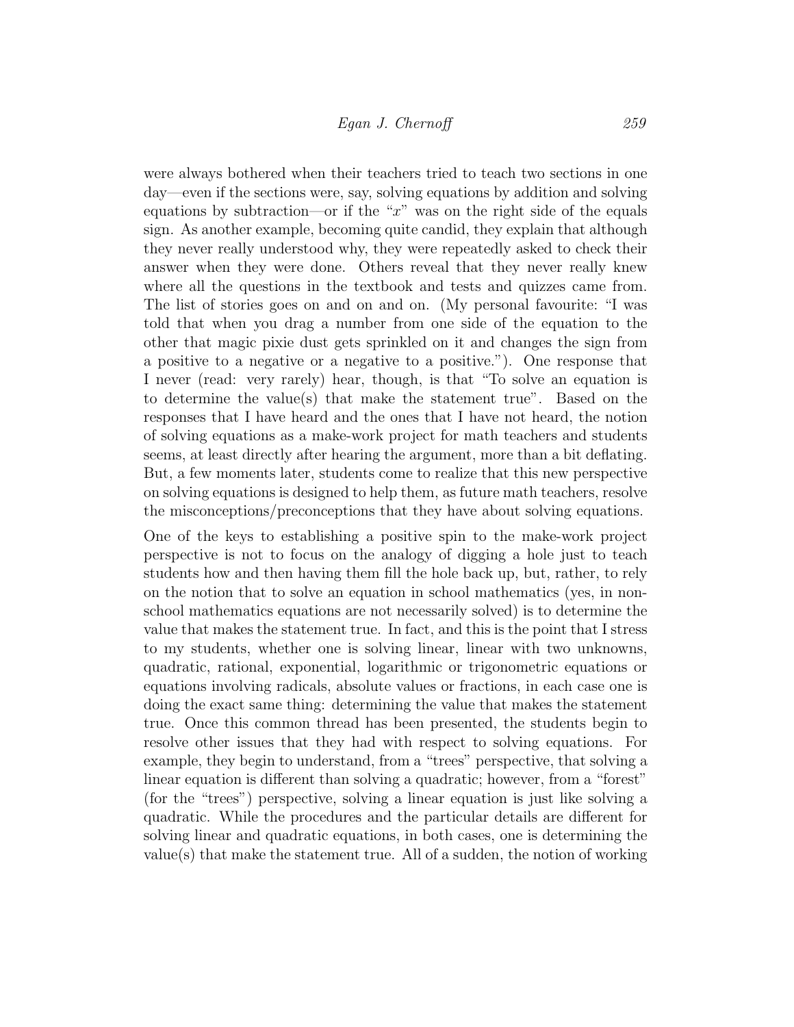were always bothered when their teachers tried to teach two sections in one day—even if the sections were, say, solving equations by addition and solving equations by subtraction—or if the "$x$" was on the right side of the equals sign. As another example, becoming quite candid, they explain that although they never really understood why, they were repeatedly asked to check their answer when they were done. Others reveal that they never really knew where all the questions in the textbook and tests and quizzes came from. The list of stories goes on and on and on. (My personal favourite: "I was told that when you drag a number from one side of the equation to the other that magic pixie dust gets sprinkled on it and changes the sign from a positive to a negative or a negative to a positive."). One response that I never (read: very rarely) hear, though, is that "To solve an equation is to determine the value(s) that make the statement true". Based on the responses that I have heard and the ones that I have not heard, the notion of solving equations as a make-work project for math teachers and students seems, at least directly after hearing the argument, more than a bit deflating. But, a few moments later, students come to realize that this new perspective on solving equations is designed to help them, as future math teachers, resolve the misconceptions/preconceptions that they have about solving equations.

One of the keys to establishing a positive spin to the make-work project perspective is not to focus on the analogy of digging a hole just to teach students how and then having them fill the hole back up, but, rather, to rely on the notion that to solve an equation in school mathematics (yes, in non-school mathematics equations are not necessarily solved) is to determine the value that makes the statement true. In fact, and this is the point that I stress to my students, whether one is solving linear, linear with two unknowns, quadratic, rational, exponential, logarithmic or trigonometric equations or equations involving radicals, absolute values or fractions, in each case one is doing the exact same thing: determining the value that makes the statement true. Once this common thread has been presented, the students begin to resolve other issues that they had with respect to solving equations. For example, they begin to understand, from a "trees" perspective, that solving a linear equation is different than solving a quadratic; however, from a "forest" (for the "trees") perspective, solving a linear equation is just like solving a quadratic. While the procedures and the particular details are different for solving linear and quadratic equations, in both cases, one is determining the value(s) that make the statement true. All of a sudden, the notion of working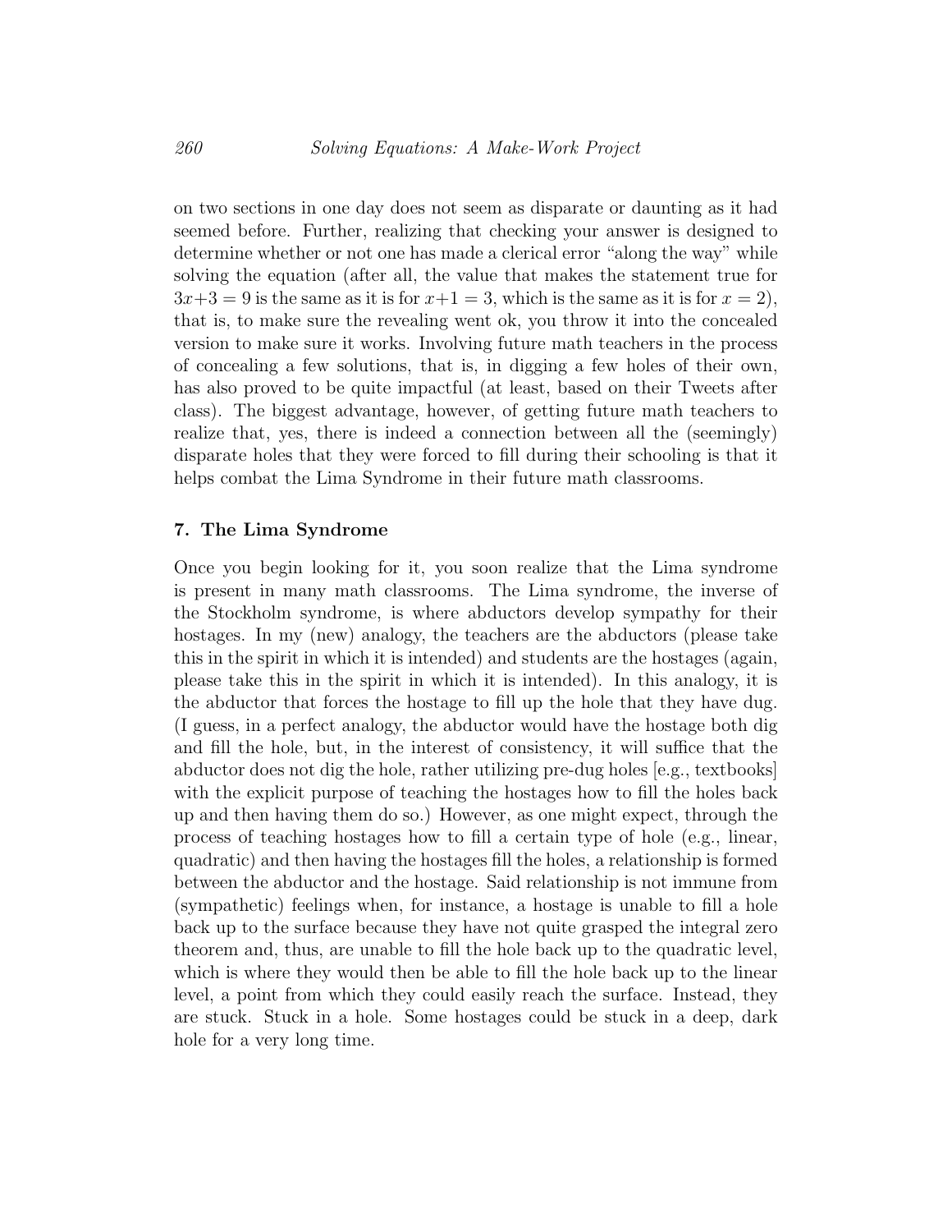on two sections in one day does not seem as disparate or daunting as it had seemed before. Further, realizing that checking your answer is designed to determine whether or not one has made a clerical error "along the way" while solving the equation (after all, the value that makes the statement true for $3x+3=9$ is the same as it is for $x+1=3$, which is the same as it is for $x=2$), that is, to make sure the revealing went ok, you throw it into the concealed version to make sure it works. Involving future math teachers in the process of concealing a few solutions, that is, in digging a few holes of their own, has also proved to be quite impactful (at least, based on their Tweets after class). The biggest advantage, however, of getting future math teachers to realize that, yes, there is indeed a connection between all the (seemingly) disparate holes that they were forced to fill during their schooling is that it helps combat the Lima Syndrome in their future math classrooms.

## 7. The Lima Syndrome

Once you begin looking for it, you soon realize that the Lima syndrome is present in many math classrooms. The Lima syndrome, the inverse of the Stockholm syndrome, is where abductors develop sympathy for their hostages. In my (new) analogy, the teachers are the abductors (please take this in the spirit in which it is intended) and students are the hostages (again, please take this in the spirit in which it is intended). In this analogy, it is the abductor that forces the hostage to fill up the hole that they have dug. (I guess, in a perfect analogy, the abductor would have the hostage both dig and fill the hole, but, in the interest of consistency, it will suffice that the abductor does not dig the hole, rather utilizing pre-dug holes [e.g., textbooks] with the explicit purpose of teaching the hostages how to fill the holes back up and then having them do so.) However, as one might expect, through the process of teaching hostages how to fill a certain type of hole (e.g., linear, quadratic) and then having the hostages fill the holes, a relationship is formed between the abductor and the hostage. Said relationship is not immune from (sympathetic) feelings when, for instance, a hostage is unable to fill a hole back up to the surface because they have not quite grasped the integral zero theorem and, thus, are unable to fill the hole back up to the quadratic level, which is where they would then be able to fill the hole back up to the linear level, a point from which they could easily reach the surface. Instead, they are stuck. Stuck in a hole. Some hostages could be stuck in a deep, dark hole for a very long time.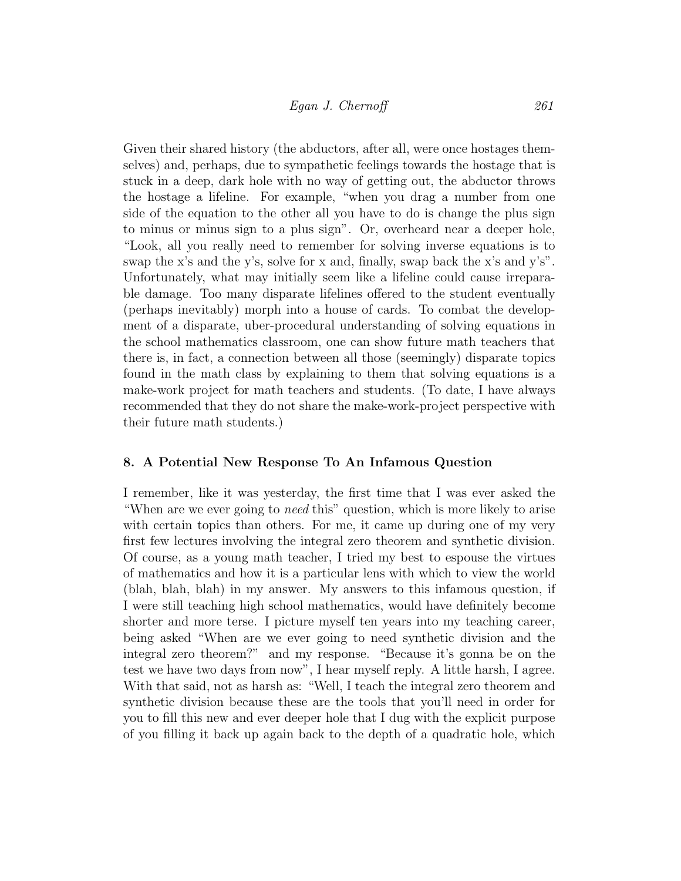Given their shared history (the abductors, after all, were once hostages themselves) and, perhaps, due to sympathetic feelings towards the hostage that is stuck in a deep, dark hole with no way of getting out, the abductor throws the hostage a lifeline. For example, "when you drag a number from one side of the equation to the other all you have to do is change the plus sign to minus or minus sign to a plus sign". Or, overheard near a deeper hole, "Look, all you really need to remember for solving inverse equations is to swap the x's and the y's, solve for x and, finally, swap back the x's and y's". Unfortunately, what may initially seem like a lifeline could cause irreparable damage. Too many disparate lifelines offered to the student eventually (perhaps inevitably) morph into a house of cards. To combat the development of a disparate, uber-procedural understanding of solving equations in the school mathematics classroom, one can show future math teachers that there is, in fact, a connection between all those (seemingly) disparate topics found in the math class by explaining to them that solving equations is a make-work project for math teachers and students. (To date, I have always recommended that they do not share the make-work-project perspective with their future math students.)

## 8. A Potential New Response To An Infamous Question

I remember, like it was yesterday, the first time that I was ever asked the "When are we ever going to *need* this" question, which is more likely to arise with certain topics than others. For me, it came up during one of my very first few lectures involving the integral zero theorem and synthetic division. Of course, as a young math teacher, I tried my best to espouse the virtues of mathematics and how it is a particular lens with which to view the world (blah, blah, blah) in my answer. My answers to this infamous question, if I were still teaching high school mathematics, would have definitely become shorter and more terse. I picture myself ten years into my teaching career, being asked "When are we ever going to need synthetic division and the integral zero theorem?" and my response. "Because it's gonna be on the test we have two days from now", I hear myself reply. A little harsh, I agree. With that said, not as harsh as: "Well, I teach the integral zero theorem and synthetic division because these are the tools that you'll need in order for you to fill this new and ever deeper hole that I dug with the explicit purpose of you filling it back up again back to the depth of a quadratic hole, which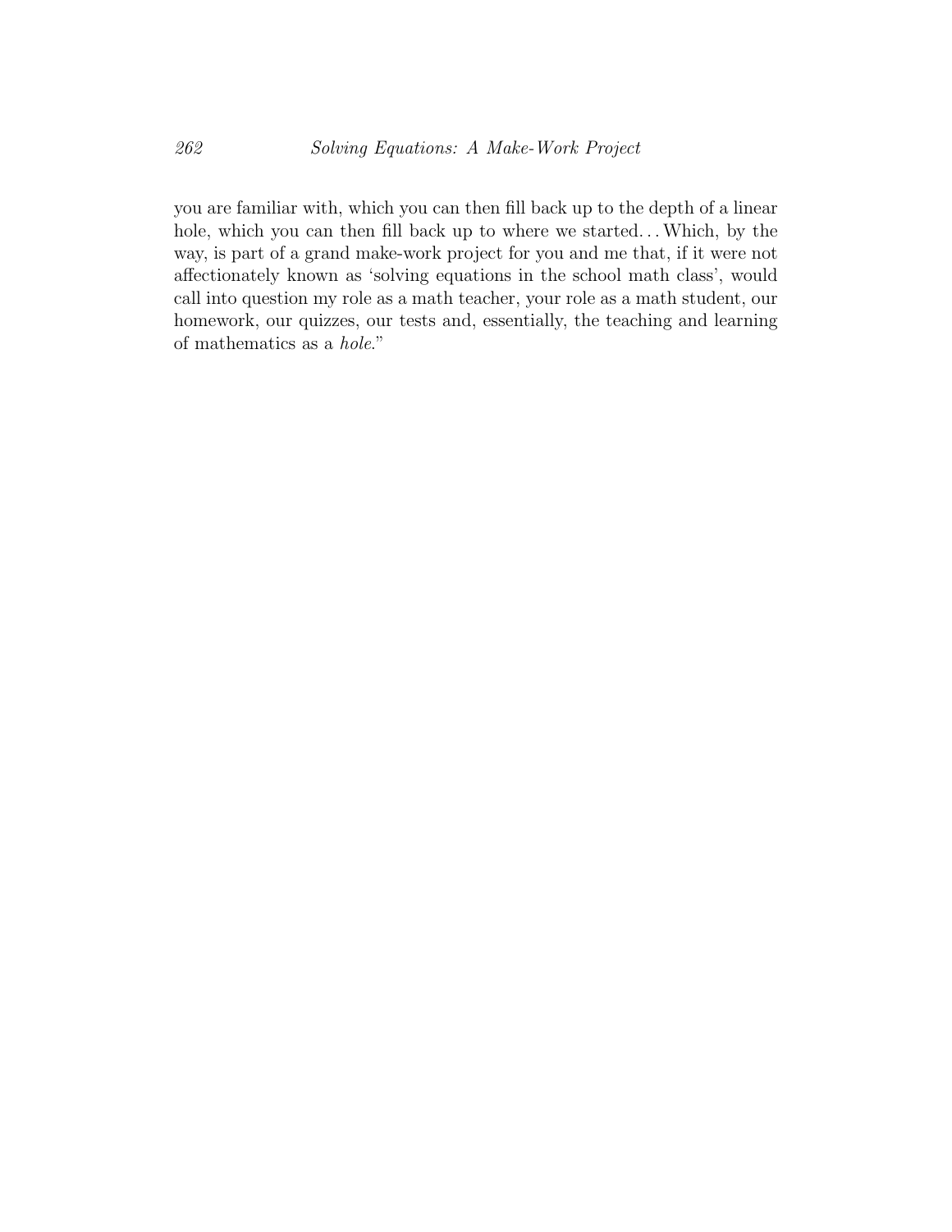you are familiar with, which you can then fill back up to the depth of a linear hole, which you can then fill back up to where we started... Which, by the way, is part of a grand make-work project for you and me that, if it were not affectionately known as 'solving equations in the school math class', would call into question my role as a math teacher, your role as a math student, our homework, our quizzes, our tests and, essentially, the teaching and learning of mathematics as a *hole*."